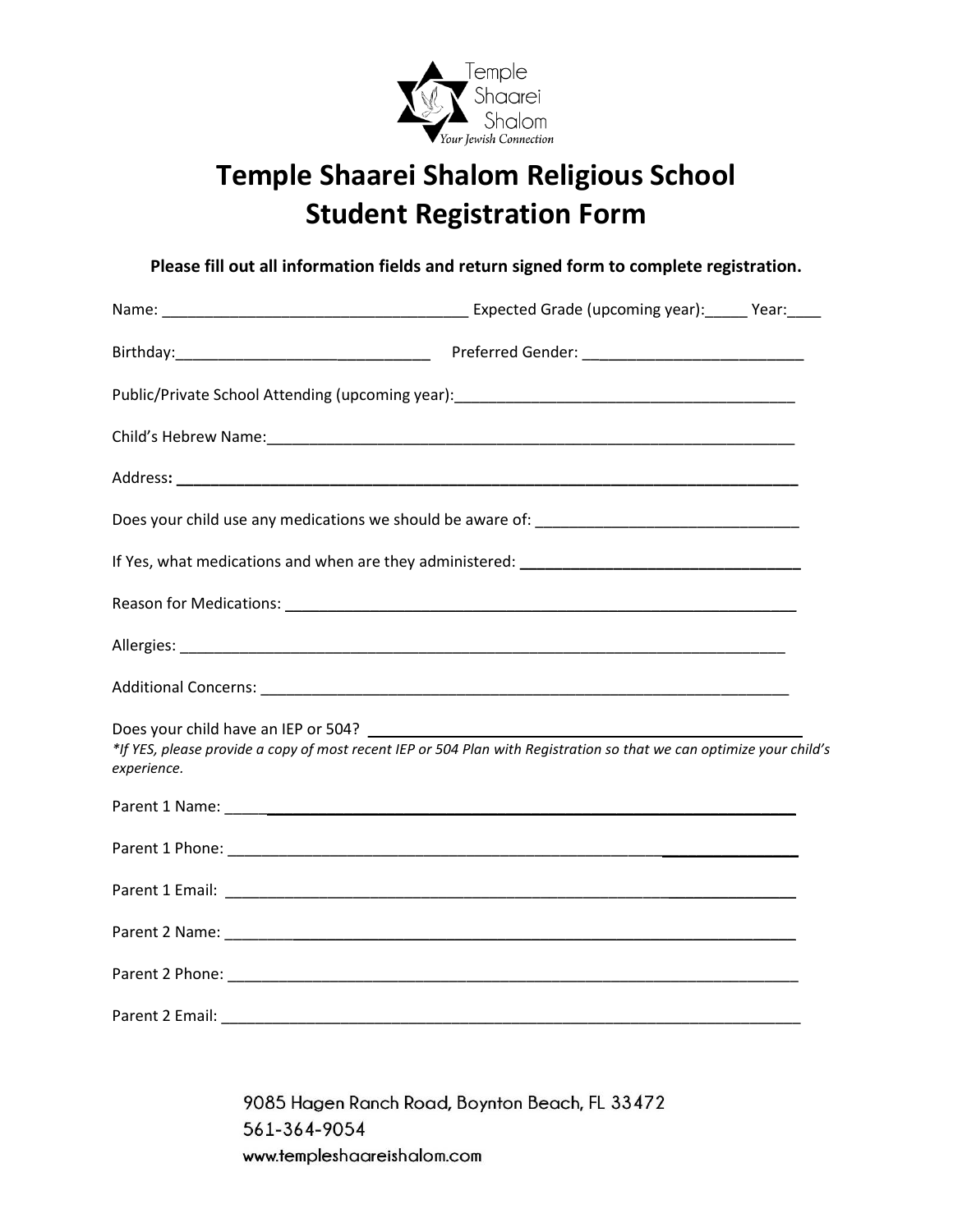Temple Shaarei Shalom

*Your Jewish Connection*

# Temple Shaarei Shalom Religious School Student Registration Form

**Please fill out all information fields and return signed form to complete registration.**

Name: ___________________________________ Expected Grade (upcoming year):_____ Year:____

Birthday:_____________________________ Preferred Gender: _________________________

Public/Private School Attending (upcoming year):_______________________________________

Child's Hebrew Name:______________________________________________________________

Address: _________________________________________________________________________

Does your child use any medications we should be aware of: ______________________________

If Yes, what medications and when are they administered: ________________________________

Reason for Medications: ___________________________________________________________

Allergies: _________________________________________________________________________

Additional Concerns: ______________________________________________________________

Does your child have an IEP or 504? ________________________________________________

*\*If YES, please provide a copy of most recent IEP or 504 Plan with Registration so that we can optimize your child's experience.*

Parent 1 Name: __________________________________________________________________

Parent 1 Phone: __________________________________________________________________

Parent 1 Email: __________________________________________________________________

Parent 2 Name: __________________________________________________________________

Parent 2 Phone: __________________________________________________________________

Parent 2 Email: __________________________________________________________________

9085 Hagen Ranch Road, Boynton Beach, FL 33472

561-364-9054

www.templeshaareishalom.com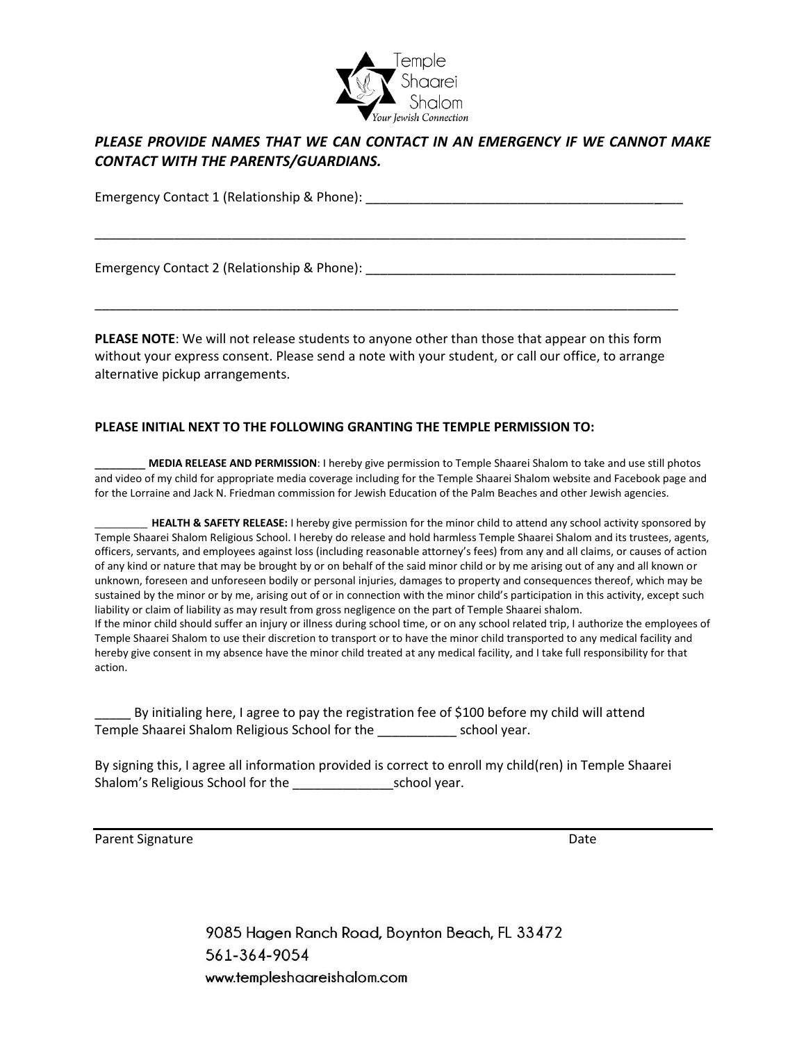Temple Shaarei Shalom
*Your Jewish Connection*

***PLEASE PROVIDE NAMES THAT WE CAN CONTACT IN AN EMERGENCY IF WE CANNOT MAKE CONTACT WITH THE PARENTS/GUARDIANS.***

Emergency Contact 1 (Relationship & Phone): _____________________________________________

_____________________________________________________________________________________

Emergency Contact 2 (Relationship & Phone): _____________________________________________

_____________________________________________________________________________________

**PLEASE NOTE**: We will not release students to anyone other than those that appear on this form without your express consent. Please send a note with your student, or call our office, to arrange alternative pickup arrangements.

**PLEASE INITIAL NEXT TO THE FOLLOWING GRANTING THE TEMPLE PERMISSION TO:**

________ **MEDIA RELEASE AND PERMISSION**: I hereby give permission to Temple Shaarei Shalom to take and use still photos and video of my child for appropriate media coverage including for the Temple Shaarei Shalom website and Facebook page and for the Lorraine and Jack N. Friedman commission for Jewish Education of the Palm Beaches and other Jewish agencies.

_________ **HEALTH & SAFETY RELEASE:** I hereby give permission for the minor child to attend any school activity sponsored by Temple Shaarei Shalom Religious School. I hereby do release and hold harmless Temple Shaarei Shalom and its trustees, agents, officers, servants, and employees against loss (including reasonable attorney's fees) from any and all claims, or causes of action of any kind or nature that may be brought by or on behalf of the said minor child or by me arising out of any and all known or unknown, foreseen and unforeseen bodily or personal injuries, damages to property and consequences thereof, which may be sustained by the minor or by me, arising out of or in connection with the minor child's participation in this activity, except such liability or claim of liability as may result from gross negligence on the part of Temple Shaarei shalom.
If the minor child should suffer an injury or illness during school time, or on any school related trip, I authorize the employees of Temple Shaarei Shalom to use their discretion to transport or to have the minor child transported to any medical facility and hereby give consent in my absence have the minor child treated at any medical facility, and I take full responsibility for that action.

_____ By initialing here, I agree to pay the registration fee of $100 before my child will attend Temple Shaarei Shalom Religious School for the ___________ school year.

By signing this, I agree all information provided is correct to enroll my child(ren) in Temple Shaarei Shalom's Religious School for the ______________school year.

_____________________________________________________________________________________

Parent Signature Date

9085 Hagen Ranch Road, Boynton Beach, FL 33472
561-364-9054
www.templeshaareishalom.com